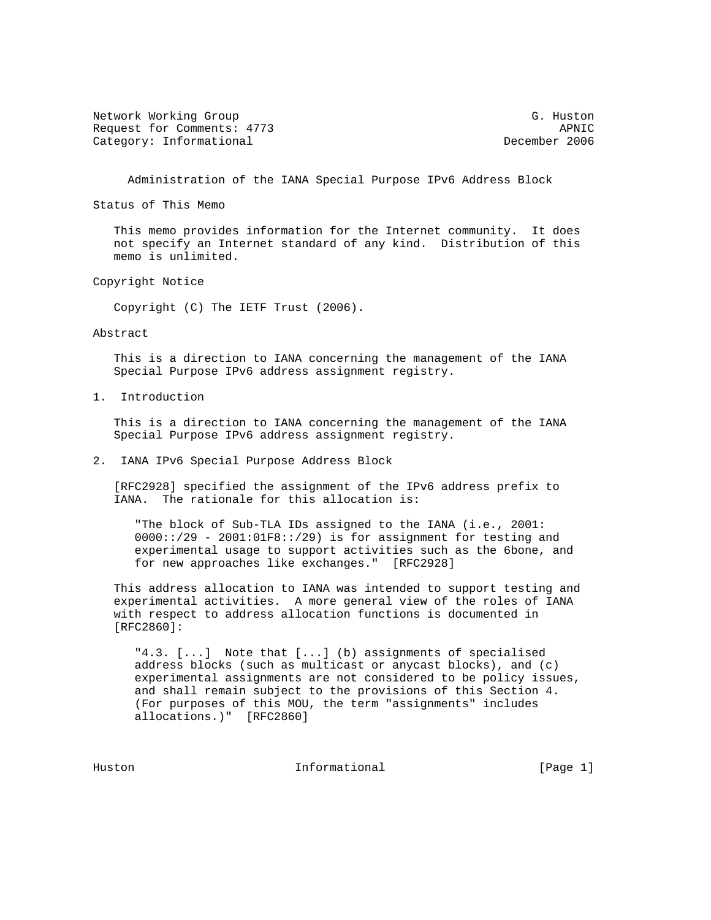Network Working Group G. Huston
Request for Comments: 4773 APNIC
Category: Informational December 2006

# Administration of the IANA Special Purpose IPv6 Address Block

## Status of This Memo

This memo provides information for the Internet community. It does not specify an Internet standard of any kind. Distribution of this memo is unlimited.

## Copyright Notice

Copyright (C) The IETF Trust (2006).

## Abstract

This is a direction to IANA concerning the management of the IANA Special Purpose IPv6 address assignment registry.

## 1. Introduction

This is a direction to IANA concerning the management of the IANA Special Purpose IPv6 address assignment registry.

## 2. IANA IPv6 Special Purpose Address Block

[RFC2928] specified the assignment of the IPv6 address prefix to IANA. The rationale for this allocation is:

> "The block of Sub-TLA IDs assigned to the IANA (i.e., 2001:0000::/29 - 2001:01F8::/29) is for assignment for testing and experimental usage to support activities such as the 6bone, and for new approaches like exchanges." [RFC2928]

This address allocation to IANA was intended to support testing and experimental activities. A more general view of the roles of IANA with respect to address allocation functions is documented in [RFC2860]:

> "4.3. [...] Note that [...] (b) assignments of specialised address blocks (such as multicast or anycast blocks), and (c) experimental assignments are not considered to be policy issues, and shall remain subject to the provisions of this Section 4. (For purposes of this MOU, the term "assignments" includes allocations.)" [RFC2860]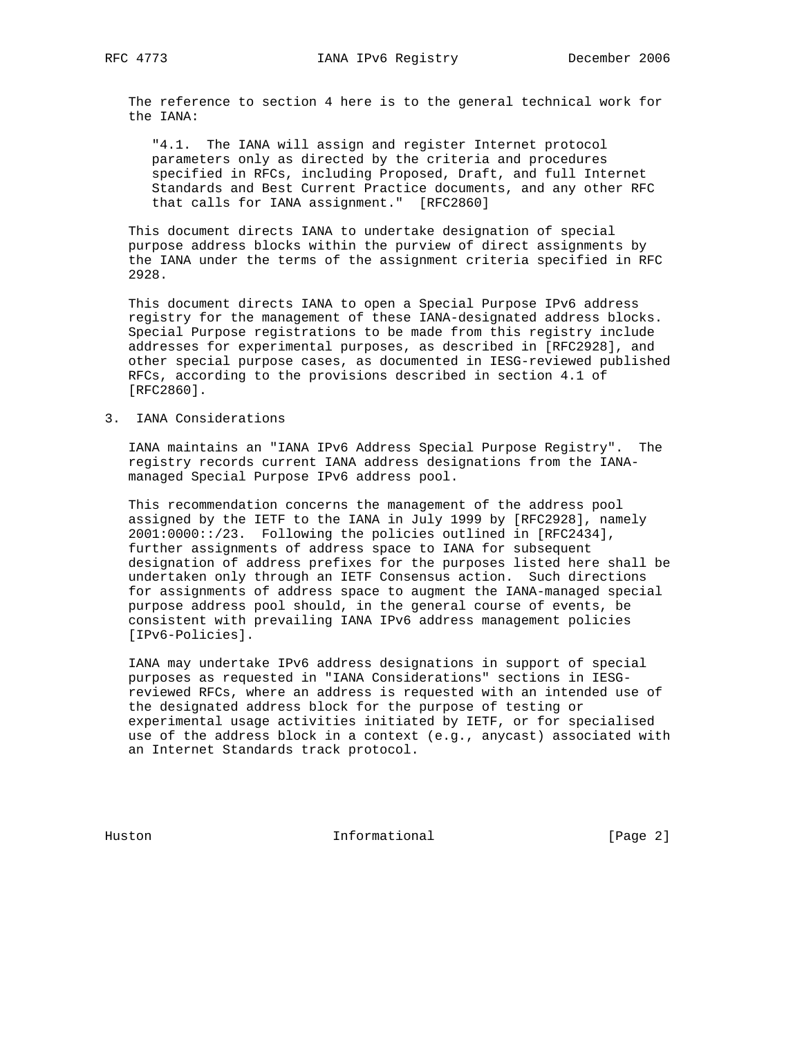The reference to section 4 here is to the general technical work for the IANA:

> "4.1. The IANA will assign and register Internet protocol parameters only as directed by the criteria and procedures specified in RFCs, including Proposed, Draft, and full Internet Standards and Best Current Practice documents, and any other RFC that calls for IANA assignment." [RFC2860]

This document directs IANA to undertake designation of special purpose address blocks within the purview of direct assignments by the IANA under the terms of the assignment criteria specified in RFC 2928.

This document directs IANA to open a Special Purpose IPv6 address registry for the management of these IANA-designated address blocks. Special Purpose registrations to be made from this registry include addresses for experimental purposes, as described in [RFC2928], and other special purpose cases, as documented in IESG-reviewed published RFCs, according to the provisions described in section 4.1 of [RFC2860].

## 3. IANA Considerations

IANA maintains an "IANA IPv6 Address Special Purpose Registry". The registry records current IANA address designations from the IANA-managed Special Purpose IPv6 address pool.

This recommendation concerns the management of the address pool assigned by the IETF to the IANA in July 1999 by [RFC2928], namely 2001:0000::/23. Following the policies outlined in [RFC2434], further assignments of address space to IANA for subsequent designation of address prefixes for the purposes listed here shall be undertaken only through an IETF Consensus action. Such directions for assignments of address space to augment the IANA-managed special purpose address pool should, in the general course of events, be consistent with prevailing IANA IPv6 address management policies [IPv6-Policies].

IANA may undertake IPv6 address designations in support of special purposes as requested in "IANA Considerations" sections in IESG-reviewed RFCs, where an address is requested with an intended use of the designated address block for the purpose of testing or experimental usage activities initiated by IETF, or for specialised use of the address block in a context (e.g., anycast) associated with an Internet Standards track protocol.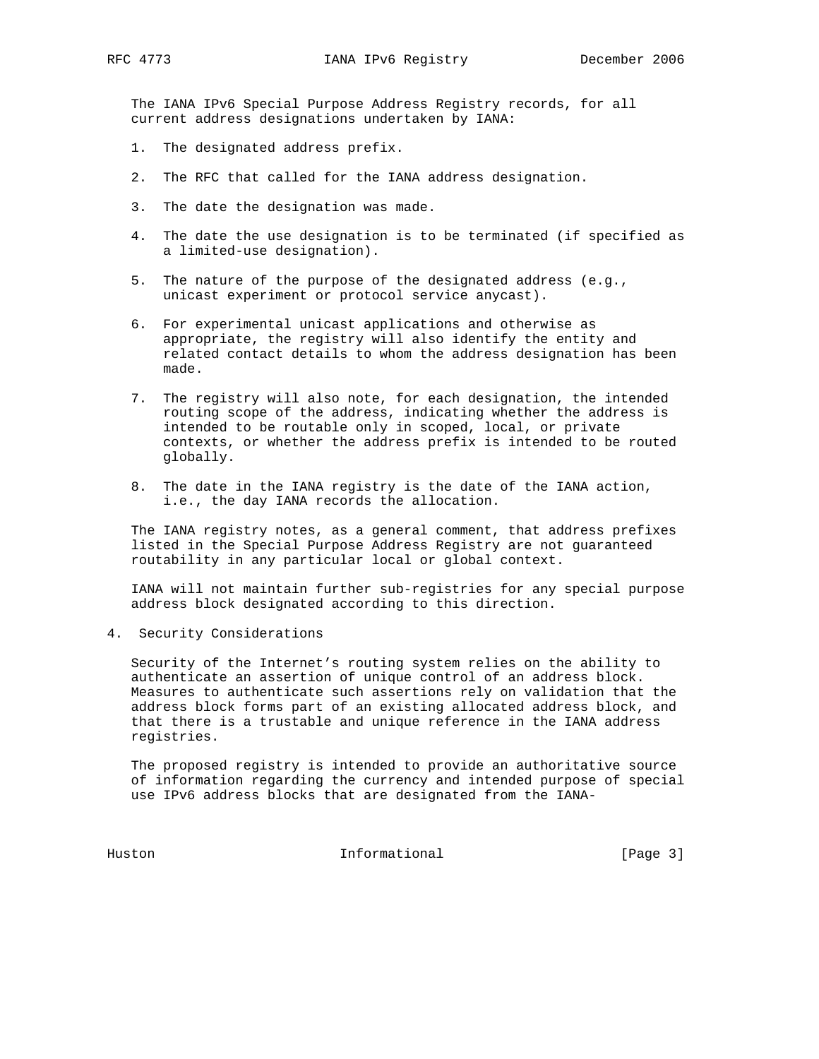The IANA IPv6 Special Purpose Address Registry records, for all current address designations undertaken by IANA:

1. The designated address prefix.

2. The RFC that called for the IANA address designation.

3. The date the designation was made.

4. The date the use designation is to be terminated (if specified as a limited-use designation).

5. The nature of the purpose of the designated address (e.g., unicast experiment or protocol service anycast).

6. For experimental unicast applications and otherwise as appropriate, the registry will also identify the entity and related contact details to whom the address designation has been made.

7. The registry will also note, for each designation, the intended routing scope of the address, indicating whether the address is intended to be routable only in scoped, local, or private contexts, or whether the address prefix is intended to be routed globally.

8. The date in the IANA registry is the date of the IANA action, i.e., the day IANA records the allocation.

The IANA registry notes, as a general comment, that address prefixes listed in the Special Purpose Address Registry are not guaranteed routability in any particular local or global context.

IANA will not maintain further sub-registries for any special purpose address block designated according to this direction.

## 4. Security Considerations

Security of the Internet's routing system relies on the ability to authenticate an assertion of unique control of an address block. Measures to authenticate such assertions rely on validation that the address block forms part of an existing allocated address block, and that there is a trustable and unique reference in the IANA address registries.

The proposed registry is intended to provide an authoritative source of information regarding the currency and intended purpose of special use IPv6 address blocks that are designated from the IANA-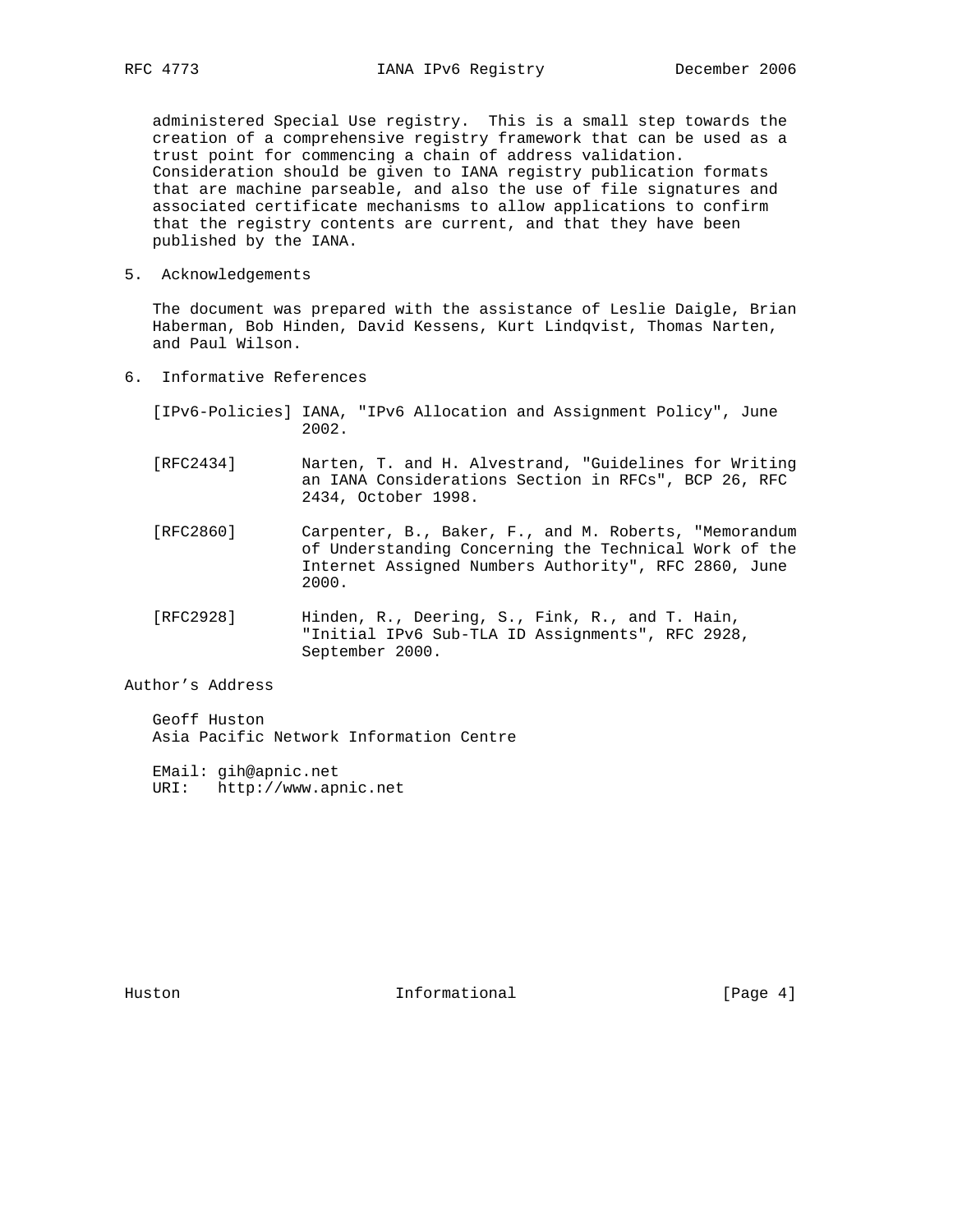administered Special Use registry. This is a small step towards the creation of a comprehensive registry framework that can be used as a trust point for commencing a chain of address validation. Consideration should be given to IANA registry publication formats that are machine parseable, and also the use of file signatures and associated certificate mechanisms to allow applications to confirm that the registry contents are current, and that they have been published by the IANA.

## 5. Acknowledgements

The document was prepared with the assistance of Leslie Daigle, Brian Haberman, Bob Hinden, David Kessens, Kurt Lindqvist, Thomas Narten, and Paul Wilson.

## 6. Informative References

[IPv6-Policies] IANA, "IPv6 Allocation and Assignment Policy", June 2002.

[RFC2434] Narten, T. and H. Alvestrand, "Guidelines for Writing an IANA Considerations Section in RFCs", BCP 26, RFC 2434, October 1998.

[RFC2860] Carpenter, B., Baker, F., and M. Roberts, "Memorandum of Understanding Concerning the Technical Work of the Internet Assigned Numbers Authority", RFC 2860, June 2000.

[RFC2928] Hinden, R., Deering, S., Fink, R., and T. Hain, "Initial IPv6 Sub-TLA ID Assignments", RFC 2928, September 2000.

## Author's Address

Geoff Huston
Asia Pacific Network Information Centre

EMail: gih@apnic.net
URI: http://www.apnic.net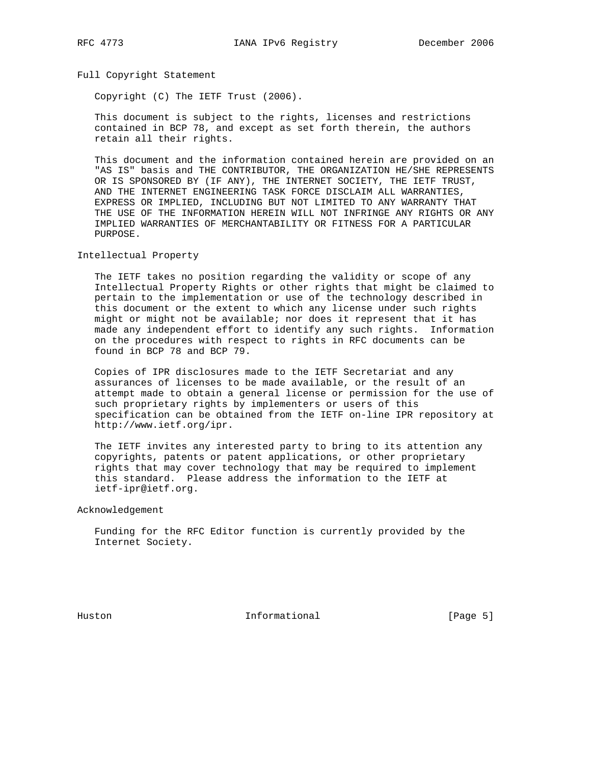## Full Copyright Statement

Copyright (C) The IETF Trust (2006).

This document is subject to the rights, licenses and restrictions contained in BCP 78, and except as set forth therein, the authors retain all their rights.

This document and the information contained herein are provided on an "AS IS" basis and THE CONTRIBUTOR, THE ORGANIZATION HE/SHE REPRESENTS OR IS SPONSORED BY (IF ANY), THE INTERNET SOCIETY, THE IETF TRUST, AND THE INTERNET ENGINEERING TASK FORCE DISCLAIM ALL WARRANTIES, EXPRESS OR IMPLIED, INCLUDING BUT NOT LIMITED TO ANY WARRANTY THAT THE USE OF THE INFORMATION HEREIN WILL NOT INFRINGE ANY RIGHTS OR ANY IMPLIED WARRANTIES OF MERCHANTABILITY OR FITNESS FOR A PARTICULAR PURPOSE.

## Intellectual Property

The IETF takes no position regarding the validity or scope of any Intellectual Property Rights or other rights that might be claimed to pertain to the implementation or use of the technology described in this document or the extent to which any license under such rights might or might not be available; nor does it represent that it has made any independent effort to identify any such rights. Information on the procedures with respect to rights in RFC documents can be found in BCP 78 and BCP 79.

Copies of IPR disclosures made to the IETF Secretariat and any assurances of licenses to be made available, or the result of an attempt made to obtain a general license or permission for the use of such proprietary rights by implementers or users of this specification can be obtained from the IETF on-line IPR repository at http://www.ietf.org/ipr.

The IETF invites any interested party to bring to its attention any copyrights, patents or patent applications, or other proprietary rights that may cover technology that may be required to implement this standard. Please address the information to the IETF at ietf-ipr@ietf.org.

## Acknowledgement

Funding for the RFC Editor function is currently provided by the Internet Society.